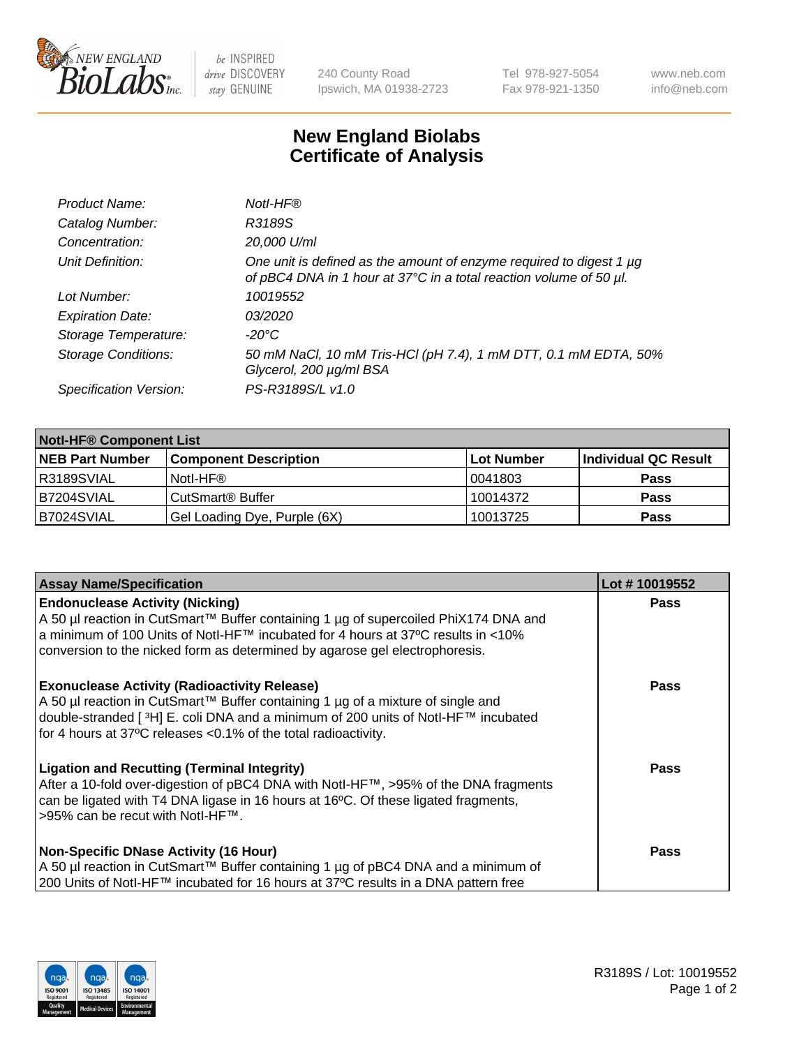New England BioLabs Inc. — be INSPIRED drive DISCOVERY stay GENUINE

240 County Road
Ipswich, MA 01938-2723

Tel 978-927-5054
Fax 978-921-1350

www.neb.com
info@neb.com

# New England Biolabs
# Certificate of Analysis

| | |
|---|---|
| *Product Name:* | *NotI-HF®* |
| *Catalog Number:* | *R3189S* |
| *Concentration:* | *20,000 U/ml* |
| *Unit Definition:* | *One unit is defined as the amount of enzyme required to digest 1 µg of pBC4 DNA in 1 hour at 37°C in a total reaction volume of 50 µl.* |
| *Lot Number:* | *10019552* |
| *Expiration Date:* | *03/2020* |
| *Storage Temperature:* | *-20°C* |
| *Storage Conditions:* | *50 mM NaCl, 10 mM Tris-HCl (pH 7.4), 1 mM DTT, 0.1 mM EDTA, 50% Glycerol, 200 µg/ml BSA* |
| *Specification Version:* | *PS-R3189S/L v1.0* |

| **NotI-HF® Component List** | | | |
|---|---|---|---|
| **NEB Part Number** | **Component Description** | **Lot Number** | **Individual QC Result** |
| R3189SVIAL | NotI-HF® | 0041803 | **Pass** |
| B7204SVIAL | CutSmart® Buffer | 10014372 | **Pass** |
| B7024SVIAL | Gel Loading Dye, Purple (6X) | 10013725 | **Pass** |

| **Assay Name/Specification** | **Lot # 10019552** |
|---|---|
| **Endonuclease Activity (Nicking)** A 50 µl reaction in CutSmart™ Buffer containing 1 µg of supercoiled PhiX174 DNA and a minimum of 100 Units of NotI-HF™ incubated for 4 hours at 37ºC results in <10% conversion to the nicked form as determined by agarose gel electrophoresis. | **Pass** |
| **Exonuclease Activity (Radioactivity Release)** A 50 µl reaction in CutSmart™ Buffer containing 1 µg of a mixture of single and double-stranded [ $^{3}$H] E. coli DNA and a minimum of 200 units of NotI-HF™ incubated for 4 hours at 37ºC releases <0.1% of the total radioactivity. | **Pass** |
| **Ligation and Recutting (Terminal Integrity)** After a 10-fold over-digestion of pBC4 DNA with NotI-HF™, >95% of the DNA fragments can be ligated with T4 DNA ligase in 16 hours at 16ºC. Of these ligated fragments, >95% can be recut with NotI-HF™. | **Pass** |
| **Non-Specific DNase Activity (16 Hour)** A 50 µl reaction in CutSmart™ Buffer containing 1 µg of pBC4 DNA and a minimum of 200 Units of NotI-HF™ incubated for 16 hours at 37ºC results in a DNA pattern free | **Pass** |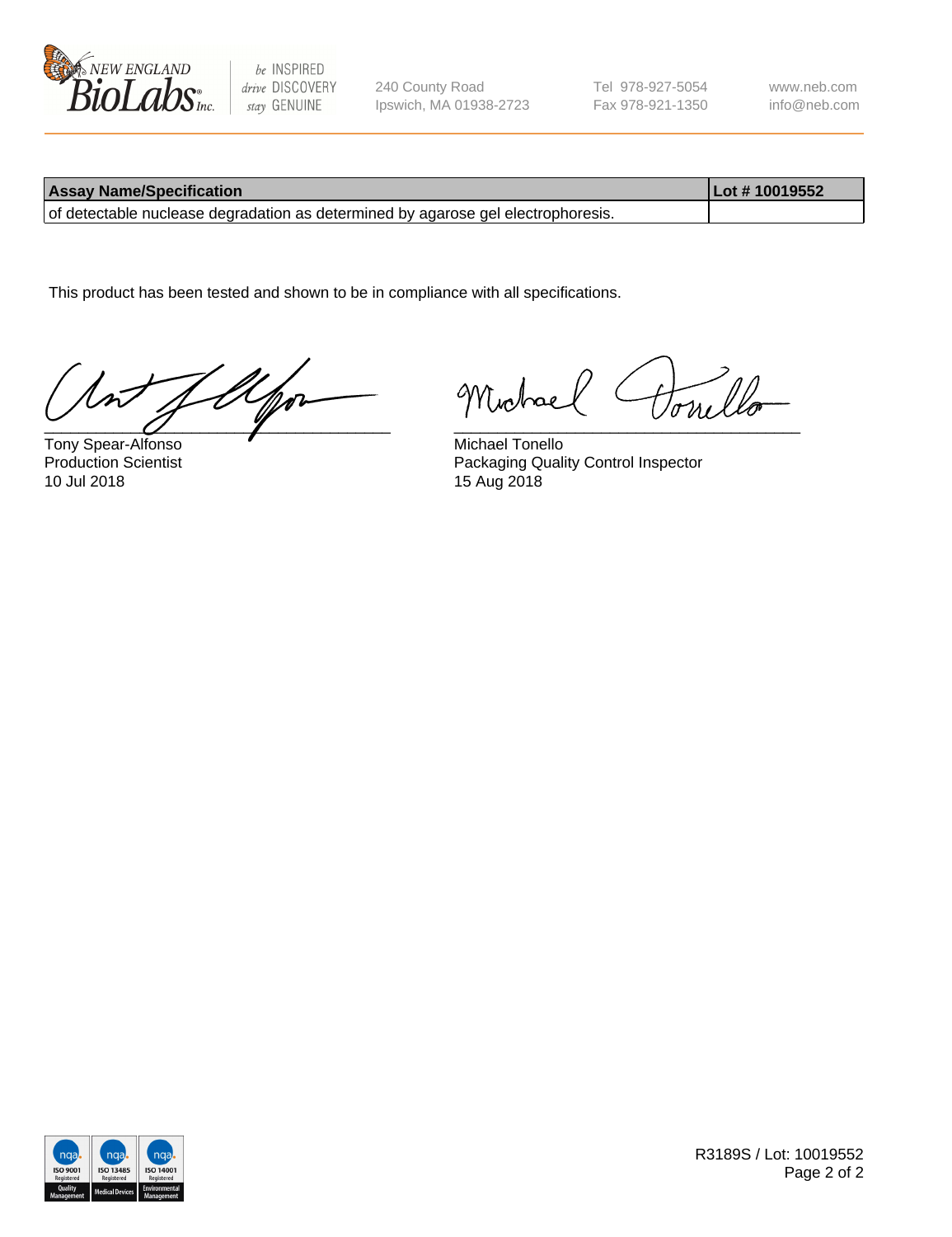| Assay Name/Specification | Lot # 10019552 |
|---|---|
| of detectable nuclease degradation as determined by agarose gel electrophoresis. | |

This product has been tested and shown to be in compliance with all specifications.

Tony Spear-Alfonso
Production Scientist
10 Jul 2018

Michael Tonello
Packaging Quality Control Inspector
15 Aug 2018

R3189S / Lot: 10019552